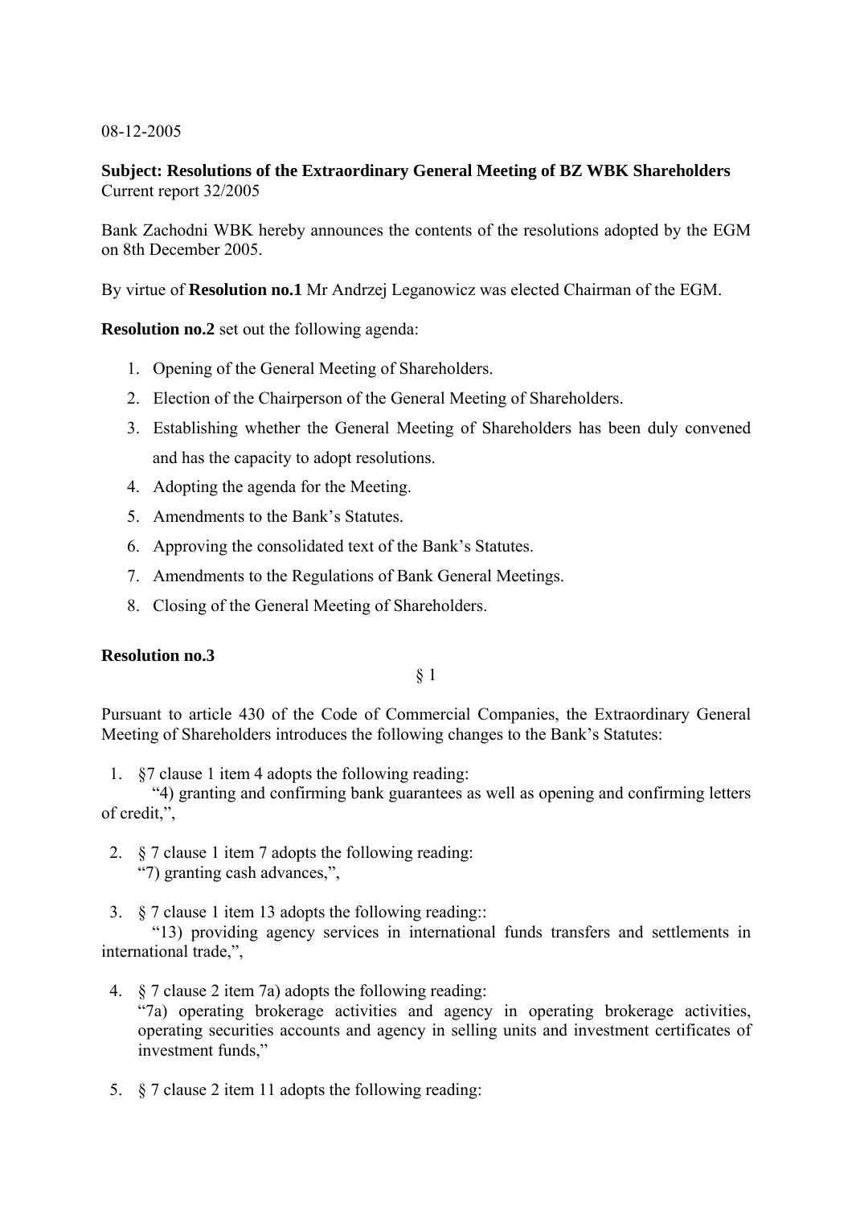08-12-2005

**Subject: Resolutions of the Extraordinary General Meeting of BZ WBK Shareholders**
Current report 32/2005

Bank Zachodni WBK hereby announces the contents of the resolutions adopted by the EGM on 8th December 2005.

By virtue of **Resolution no.1** Mr Andrzej Leganowicz was elected Chairman of the EGM.

**Resolution no.2** set out the following agenda:

1. Opening of the General Meeting of Shareholders.
2. Election of the Chairperson of the General Meeting of Shareholders.
3. Establishing whether the General Meeting of Shareholders has been duly convened and has the capacity to adopt resolutions.
4. Adopting the agenda for the Meeting.
5. Amendments to the Bank's Statutes.
6. Approving the consolidated text of the Bank's Statutes.
7. Amendments to the Regulations of Bank General Meetings.
8. Closing of the General Meeting of Shareholders.

**Resolution no.3**

§ 1

Pursuant to article 430 of the Code of Commercial Companies, the Extraordinary General Meeting of Shareholders introduces the following changes to the Bank's Statutes:

1. §7 clause 1 item 4 adopts the following reading:
   "4) granting and confirming bank guarantees as well as opening and confirming letters of credit,",

2. § 7 clause 1 item 7 adopts the following reading:
   "7) granting cash advances,",

3. § 7 clause 1 item 13 adopts the following reading::
   "13) providing agency services in international funds transfers and settlements in international trade,",

4. § 7 clause 2 item 7a) adopts the following reading:
   "7a) operating brokerage activities and agency in operating brokerage activities, operating securities accounts and agency in selling units and investment certificates of investment funds,"

5. § 7 clause 2 item 11 adopts the following reading: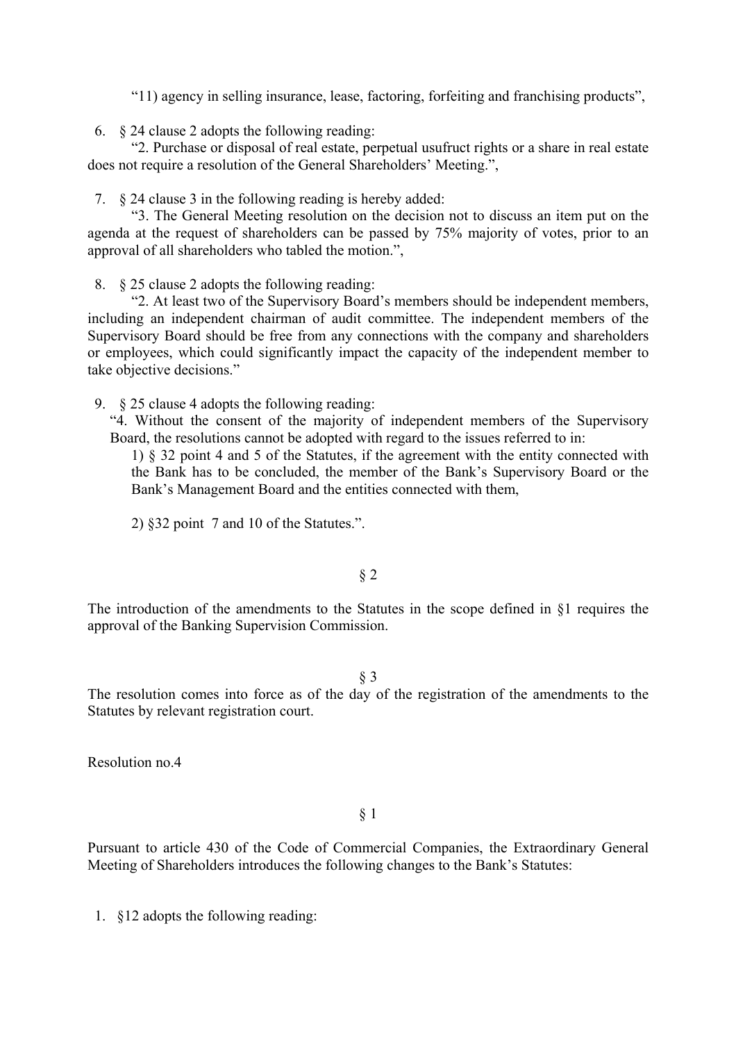"11) agency in selling insurance, lease, factoring, forfeiting and franchising products",

6. § 24 clause 2 adopts the following reading:
   "2. Purchase or disposal of real estate, perpetual usufruct rights or a share in real estate does not require a resolution of the General Shareholders' Meeting.",

7. § 24 clause 3 in the following reading is hereby added:
   "3. The General Meeting resolution on the decision not to discuss an item put on the agenda at the request of shareholders can be passed by 75% majority of votes, prior to an approval of all shareholders who tabled the motion.",

8. § 25 clause 2 adopts the following reading:
   "2. At least two of the Supervisory Board's members should be independent members, including an independent chairman of audit committee. The independent members of the Supervisory Board should be free from any connections with the company and shareholders or employees, which could significantly impact the capacity of the independent member to take objective decisions."

9. § 25 clause 4 adopts the following reading:
   "4. Without the consent of the majority of independent members of the Supervisory Board, the resolutions cannot be adopted with regard to the issues referred to in:
   1) § 32 point 4 and 5 of the Statutes, if the agreement with the entity connected with the Bank has to be concluded, the member of the Bank's Supervisory Board or the Bank's Management Board and the entities connected with them,

   2) §32 point 7 and 10 of the Statutes.".

§ 2

The introduction of the amendments to the Statutes in the scope defined in §1 requires the approval of the Banking Supervision Commission.

§ 3

The resolution comes into force as of the day of the registration of the amendments to the Statutes by relevant registration court.

Resolution no.4

§ 1

Pursuant to article 430 of the Code of Commercial Companies, the Extraordinary General Meeting of Shareholders introduces the following changes to the Bank's Statutes:

1. §12 adopts the following reading: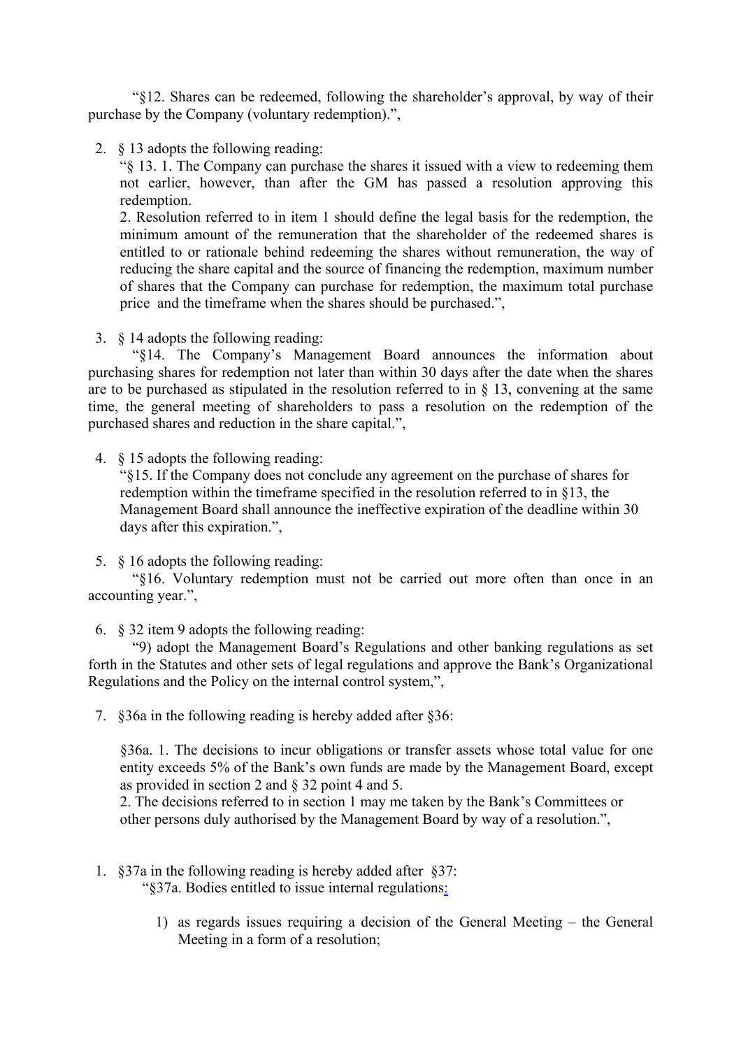"§12. Shares can be redeemed, following the shareholder's approval, by way of their purchase by the Company (voluntary redemption).",

2. § 13 adopts the following reading:

   "§ 13. 1. The Company can purchase the shares it issued with a view to redeeming them not earlier, however, than after the GM has passed a resolution approving this redemption.

   2. Resolution referred to in item 1 should define the legal basis for the redemption, the minimum amount of the remuneration that the shareholder of the redeemed shares is entitled to or rationale behind redeeming the shares without remuneration, the way of reducing the share capital and the source of financing the redemption, maximum number of shares that the Company can purchase for redemption, the maximum total purchase price and the timeframe when the shares should be purchased.",

3. § 14 adopts the following reading:

   "§14. The Company's Management Board announces the information about purchasing shares for redemption not later than within 30 days after the date when the shares are to be purchased as stipulated in the resolution referred to in § 13, convening at the same time, the general meeting of shareholders to pass a resolution on the redemption of the purchased shares and reduction in the share capital.",

4. § 15 adopts the following reading:

   "§15. If the Company does not conclude any agreement on the purchase of shares for redemption within the timeframe specified in the resolution referred to in §13, the Management Board shall announce the ineffective expiration of the deadline within 30 days after this expiration.",

5. § 16 adopts the following reading:

   "§16. Voluntary redemption must not be carried out more often than once in an accounting year.",

6. § 32 item 9 adopts the following reading:

   "9) adopt the Management Board's Regulations and other banking regulations as set forth in the Statutes and other sets of legal regulations and approve the Bank's Organizational Regulations and the Policy on the internal control system,",

7. §36a in the following reading is hereby added after §36:

   §36a. 1. The decisions to incur obligations or transfer assets whose total value for one entity exceeds 5% of the Bank's own funds are made by the Management Board, except as provided in section 2 and § 32 point 4 and 5.

   2. The decisions referred to in section 1 may me taken by the Bank's Committees or other persons duly authorised by the Management Board by way of a resolution.",

1. §37a in the following reading is hereby added after §37:

   "§37a. Bodies entitled to issue internal regulations:

   1) as regards issues requiring a decision of the General Meeting – the General Meeting in a form of a resolution;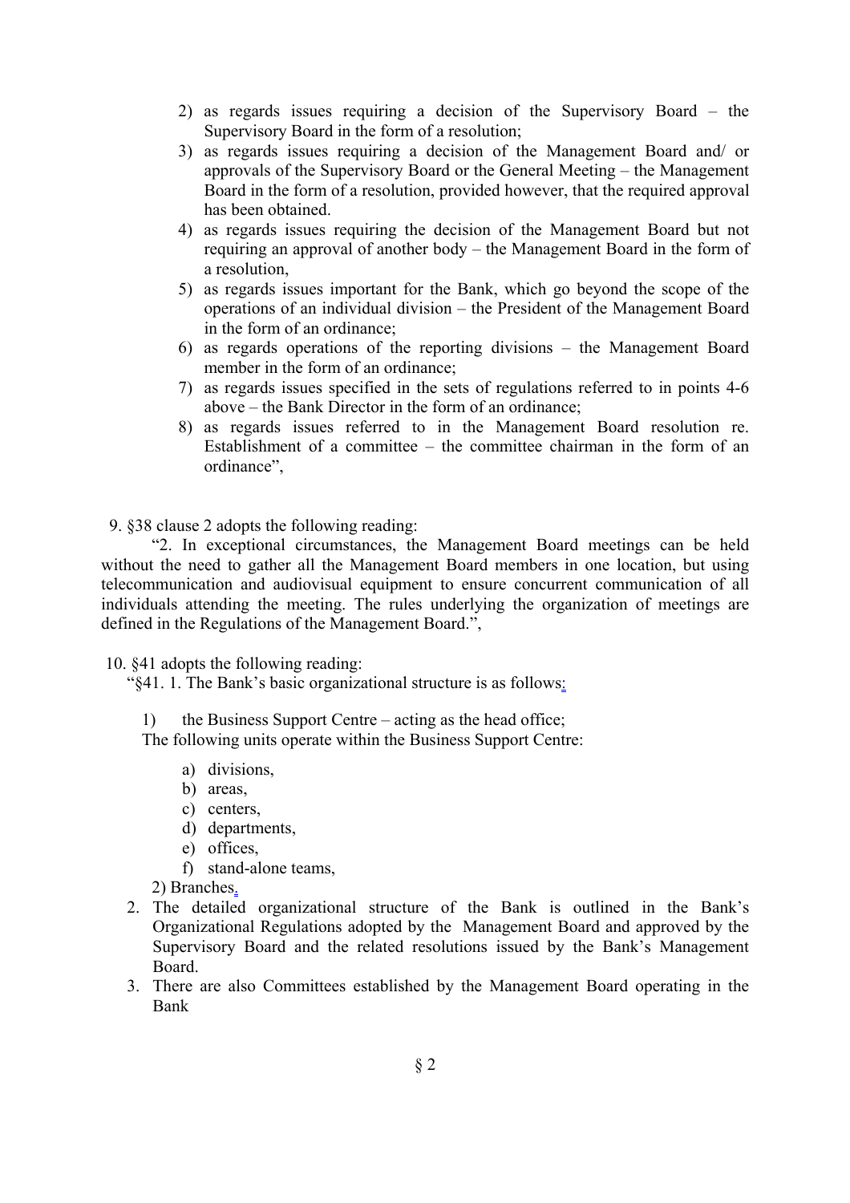2) as regards issues requiring a decision of the Supervisory Board – the Supervisory Board in the form of a resolution;
3) as regards issues requiring a decision of the Management Board and/ or approvals of the Supervisory Board or the General Meeting – the Management Board in the form of a resolution, provided however, that the required approval has been obtained.
4) as regards issues requiring the decision of the Management Board but not requiring an approval of another body – the Management Board in the form of a resolution,
5) as regards issues important for the Bank, which go beyond the scope of the operations of an individual division – the President of the Management Board in the form of an ordinance;
6) as regards operations of the reporting divisions – the Management Board member in the form of an ordinance;
7) as regards issues specified in the sets of regulations referred to in points 4-6 above – the Bank Director in the form of an ordinance;
8) as regards issues referred to in the Management Board resolution re. Establishment of a committee – the committee chairman in the form of an ordinance",

9. §38 clause 2 adopts the following reading:

"2. In exceptional circumstances, the Management Board meetings can be held without the need to gather all the Management Board members in one location, but using telecommunication and audiovisual equipment to ensure concurrent communication of all individuals attending the meeting. The rules underlying the organization of meetings are defined in the Regulations of the Management Board.",

10. §41 adopts the following reading:

"§41. 1. The Bank's basic organizational structure is as follows:

1) the Business Support Centre – acting as the head office;
The following units operate within the Business Support Centre:
   a) divisions,
   b) areas,
   c) centers,
   d) departments,
   e) offices,
   f) stand-alone teams,
2) Branches.

2. The detailed organizational structure of the Bank is outlined in the Bank's Organizational Regulations adopted by the Management Board and approved by the Supervisory Board and the related resolutions issued by the Bank's Management Board.
3. There are also Committees established by the Management Board operating in the Bank

§ 2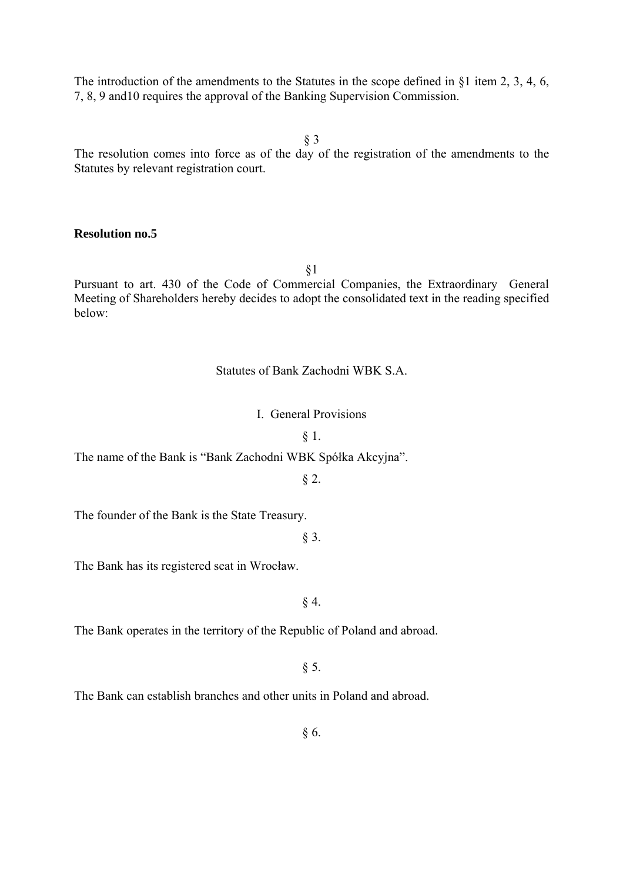The introduction of the amendments to the Statutes in the scope defined in §1 item 2, 3, 4, 6, 7, 8, 9 and10 requires the approval of the Banking Supervision Commission.

§ 3

The resolution comes into force as of the day of the registration of the amendments to the Statutes by relevant registration court.

**Resolution no.5**

§1

Pursuant to art. 430 of the Code of Commercial Companies, the Extraordinary General Meeting of Shareholders hereby decides to adopt the consolidated text in the reading specified below:

Statutes of Bank Zachodni WBK S.A.

I. General Provisions

§ 1.

The name of the Bank is "Bank Zachodni WBK Spółka Akcyjna".

§ 2.

The founder of the Bank is the State Treasury.

§ 3.

The Bank has its registered seat in Wrocław.

§ 4.

The Bank operates in the territory of the Republic of Poland and abroad.

§ 5.

The Bank can establish branches and other units in Poland and abroad.

§ 6.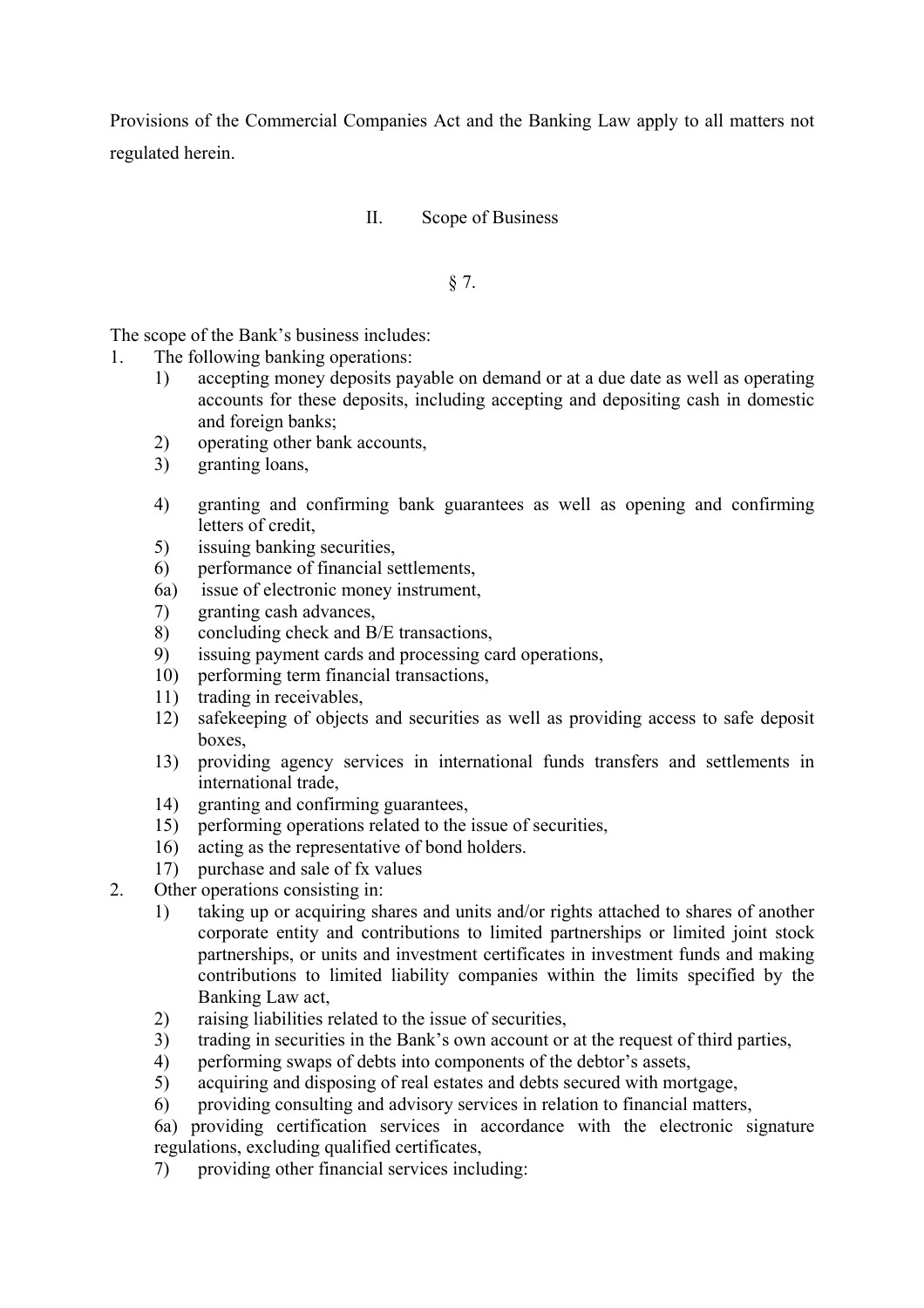Provisions of the Commercial Companies Act and the Banking Law apply to all matters not regulated herein.

## II. Scope of Business

### § 7.

The scope of the Bank's business includes:

1. The following banking operations:
   1) accepting money deposits payable on demand or at a due date as well as operating accounts for these deposits, including accepting and depositing cash in domestic and foreign banks;
   2) operating other bank accounts,
   3) granting loans,
   4) granting and confirming bank guarantees as well as opening and confirming letters of credit,
   5) issuing banking securities,
   6) performance of financial settlements,
   
   6a) issue of electronic money instrument,
   
   7) granting cash advances,
   8) concluding check and B/E transactions,
   9) issuing payment cards and processing card operations,
   10) performing term financial transactions,
   11) trading in receivables,
   12) safekeeping of objects and securities as well as providing access to safe deposit boxes,
   13) providing agency services in international funds transfers and settlements in international trade,
   14) granting and confirming guarantees,
   15) performing operations related to the issue of securities,
   16) acting as the representative of bond holders.
   17) purchase and sale of fx values
2. Other operations consisting in:
   1) taking up or acquiring shares and units and/or rights attached to shares of another corporate entity and contributions to limited partnerships or limited joint stock partnerships, or units and investment certificates in investment funds and making contributions to limited liability companies within the limits specified by the Banking Law act,
   2) raising liabilities related to the issue of securities,
   3) trading in securities in the Bank's own account or at the request of third parties,
   4) performing swaps of debts into components of the debtor's assets,
   5) acquiring and disposing of real estates and debts secured with mortgage,
   6) providing consulting and advisory services in relation to financial matters,
   
   6a) providing certification services in accordance with the electronic signature regulations, excluding qualified certificates,
   
   7) providing other financial services including: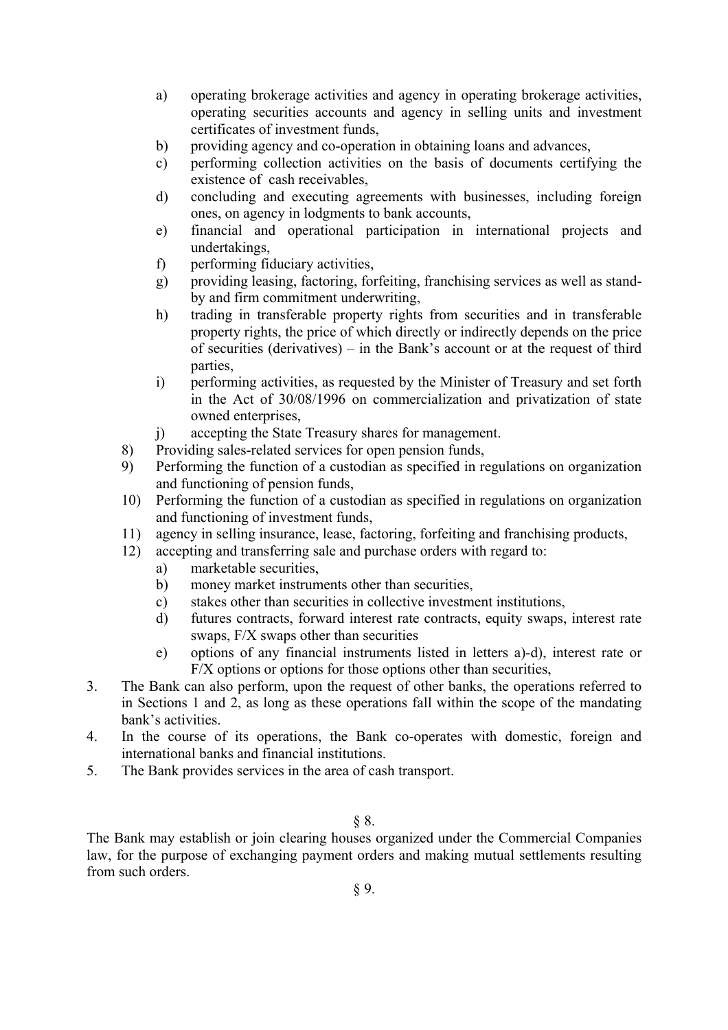a) operating brokerage activities and agency in operating brokerage activities, operating securities accounts and agency in selling units and investment certificates of investment funds,
   b) providing agency and co-operation in obtaining loans and advances,
   c) performing collection activities on the basis of documents certifying the existence of cash receivables,
   d) concluding and executing agreements with businesses, including foreign ones, on agency in lodgments to bank accounts,
   e) financial and operational participation in international projects and undertakings,
   f) performing fiduciary activities,
   g) providing leasing, factoring, forfeiting, franchising services as well as stand-by and firm commitment underwriting,
   h) trading in transferable property rights from securities and in transferable property rights, the price of which directly or indirectly depends on the price of securities (derivatives) – in the Bank's account or at the request of third parties,
   i) performing activities, as requested by the Minister of Treasury and set forth in the Act of 30/08/1996 on commercialization and privatization of state owned enterprises,
   j) accepting the State Treasury shares for management.

8) Providing sales-related services for open pension funds,
9) Performing the function of a custodian as specified in regulations on organization and functioning of pension funds,
10) Performing the function of a custodian as specified in regulations on organization and functioning of investment funds,
11) agency in selling insurance, lease, factoring, forfeiting and franchising products,
12) accepting and transferring sale and purchase orders with regard to:
    a) marketable securities,
    b) money market instruments other than securities,
    c) stakes other than securities in collective investment institutions,
    d) futures contracts, forward interest rate contracts, equity swaps, interest rate swaps, F/X swaps other than securities
    e) options of any financial instruments listed in letters a)-d), interest rate or F/X options or options for those options other than securities,

3. The Bank can also perform, upon the request of other banks, the operations referred to in Sections 1 and 2, as long as these operations fall within the scope of the mandating bank's activities.
4. In the course of its operations, the Bank co-operates with domestic, foreign and international banks and financial institutions.
5. The Bank provides services in the area of cash transport.

§ 8.

The Bank may establish or join clearing houses organized under the Commercial Companies law, for the purpose of exchanging payment orders and making mutual settlements resulting from such orders.

§ 9.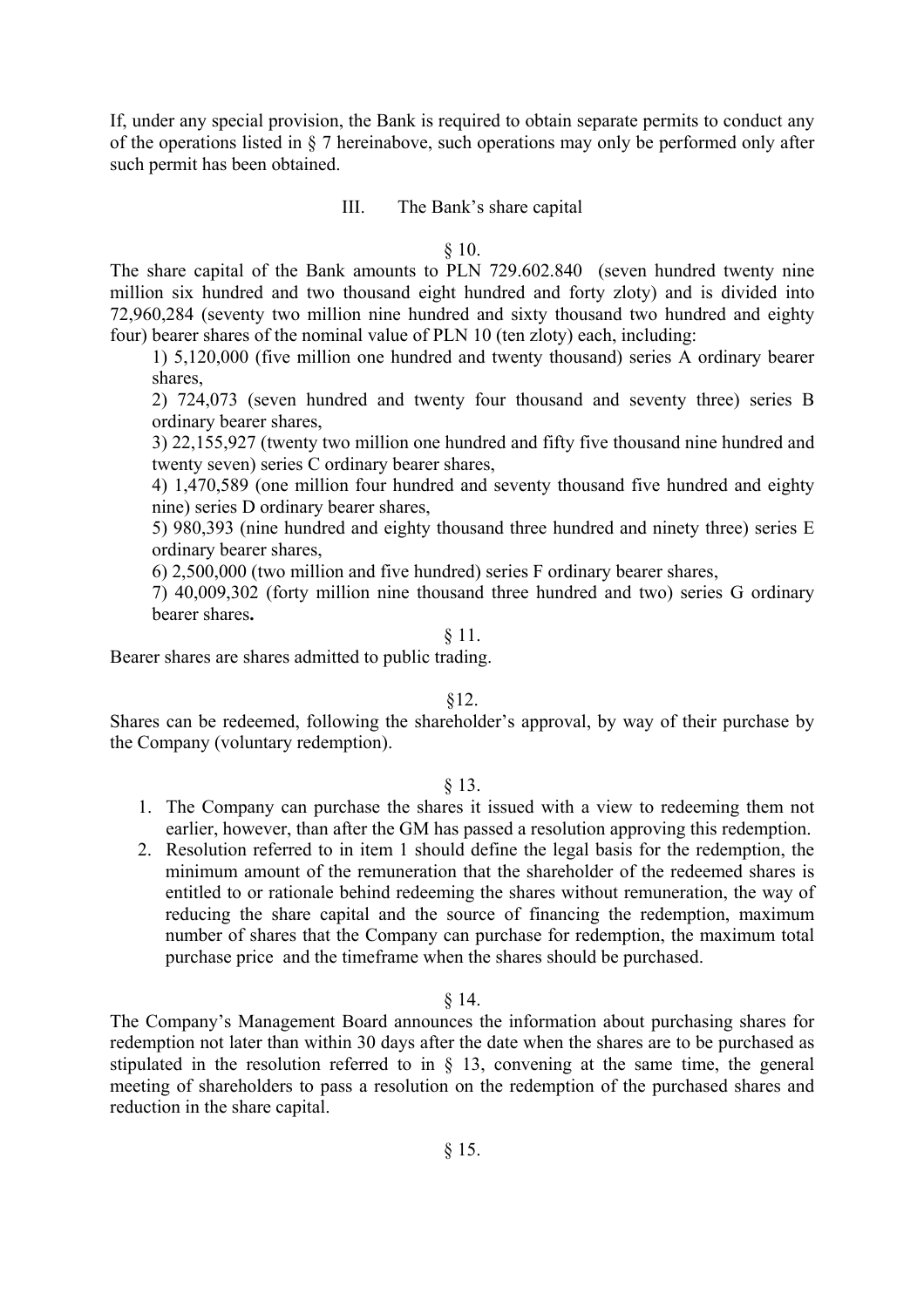If, under any special provision, the Bank is required to obtain separate permits to conduct any of the operations listed in § 7 hereinabove, such operations may only be performed only after such permit has been obtained.

## III. The Bank's share capital

§ 10.

The share capital of the Bank amounts to PLN 729.602.840 (seven hundred twenty nine million six hundred and two thousand eight hundred and forty zloty) and is divided into 72,960,284 (seventy two million nine hundred and sixty thousand two hundred and eighty four) bearer shares of the nominal value of PLN 10 (ten zloty) each, including:

1) 5,120,000 (five million one hundred and twenty thousand) series A ordinary bearer shares,
2) 724,073 (seven hundred and twenty four thousand and seventy three) series B ordinary bearer shares,
3) 22,155,927 (twenty two million one hundred and fifty five thousand nine hundred and twenty seven) series C ordinary bearer shares,
4) 1,470,589 (one million four hundred and seventy thousand five hundred and eighty nine) series D ordinary bearer shares,
5) 980,393 (nine hundred and eighty thousand three hundred and ninety three) series E ordinary bearer shares,
6) 2,500,000 (two million and five hundred) series F ordinary bearer shares,
7) 40,009,302 (forty million nine thousand three hundred and two) series G ordinary bearer shares**.**

§ 11.

Bearer shares are shares admitted to public trading.

§12.

Shares can be redeemed, following the shareholder's approval, by way of their purchase by the Company (voluntary redemption).

§ 13.

1. The Company can purchase the shares it issued with a view to redeeming them not earlier, however, than after the GM has passed a resolution approving this redemption.
2. Resolution referred to in item 1 should define the legal basis for the redemption, the minimum amount of the remuneration that the shareholder of the redeemed shares is entitled to or rationale behind redeeming the shares without remuneration, the way of reducing the share capital and the source of financing the redemption, maximum number of shares that the Company can purchase for redemption, the maximum total purchase price and the timeframe when the shares should be purchased.

§ 14.

The Company's Management Board announces the information about purchasing shares for redemption not later than within 30 days after the date when the shares are to be purchased as stipulated in the resolution referred to in § 13, convening at the same time, the general meeting of shareholders to pass a resolution on the redemption of the purchased shares and reduction in the share capital.

§ 15.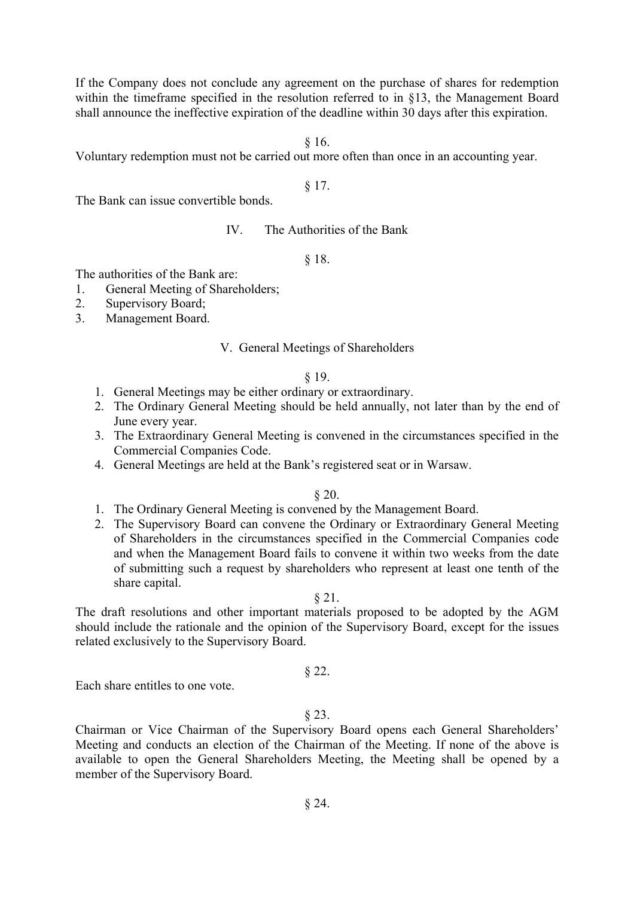If the Company does not conclude any agreement on the purchase of shares for redemption within the timeframe specified in the resolution referred to in §13, the Management Board shall announce the ineffective expiration of the deadline within 30 days after this expiration.

§ 16.

Voluntary redemption must not be carried out more often than once in an accounting year.

§ 17.

The Bank can issue convertible bonds.

## IV. The Authorities of the Bank

§ 18.

The authorities of the Bank are:

1. General Meeting of Shareholders;
2. Supervisory Board;
3. Management Board.

## V. General Meetings of Shareholders

§ 19.

1. General Meetings may be either ordinary or extraordinary.
2. The Ordinary General Meeting should be held annually, not later than by the end of June every year.
3. The Extraordinary General Meeting is convened in the circumstances specified in the Commercial Companies Code.
4. General Meetings are held at the Bank's registered seat or in Warsaw.

§ 20.

1. The Ordinary General Meeting is convened by the Management Board.
2. The Supervisory Board can convene the Ordinary or Extraordinary General Meeting of Shareholders in the circumstances specified in the Commercial Companies code and when the Management Board fails to convene it within two weeks from the date of submitting such a request by shareholders who represent at least one tenth of the share capital.

§ 21.

The draft resolutions and other important materials proposed to be adopted by the AGM should include the rationale and the opinion of the Supervisory Board, except for the issues related exclusively to the Supervisory Board.

§ 22.

Each share entitles to one vote.

§ 23.

Chairman or Vice Chairman of the Supervisory Board opens each General Shareholders' Meeting and conducts an election of the Chairman of the Meeting. If none of the above is available to open the General Shareholders Meeting, the Meeting shall be opened by a member of the Supervisory Board.

§ 24.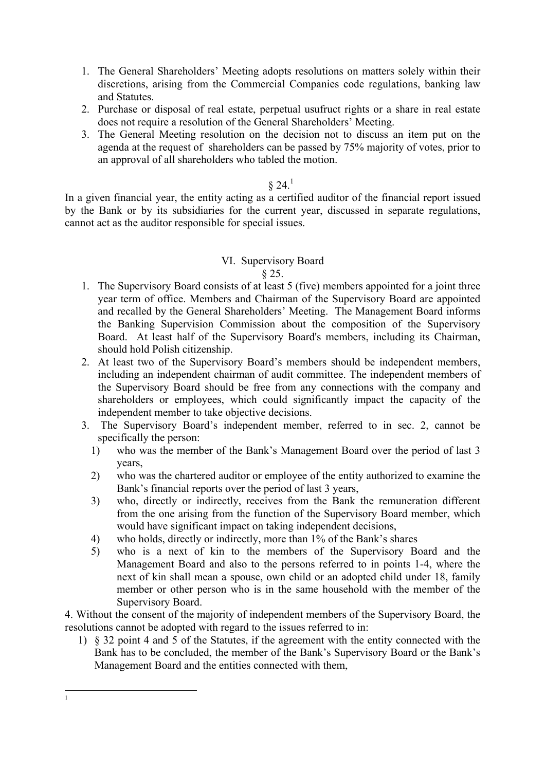1. The General Shareholders' Meeting adopts resolutions on matters solely within their discretions, arising from the Commercial Companies code regulations, banking law and Statutes.
2. Purchase or disposal of real estate, perpetual usufruct rights or a share in real estate does not require a resolution of the General Shareholders' Meeting.
3. The General Meeting resolution on the decision not to discuss an item put on the agenda at the request of shareholders can be passed by 75% majority of votes, prior to an approval of all shareholders who tabled the motion.

§ 24.[1]

In a given financial year, the entity acting as a certified auditor of the financial report issued by the Bank or by its subsidiaries for the current year, discussed in separate regulations, cannot act as the auditor responsible for special issues.

## VI. Supervisory Board

§ 25.

1. The Supervisory Board consists of at least 5 (five) members appointed for a joint three year term of office. Members and Chairman of the Supervisory Board are appointed and recalled by the General Shareholders' Meeting. The Management Board informs the Banking Supervision Commission about the composition of the Supervisory Board. At least half of the Supervisory Board's members, including its Chairman, should hold Polish citizenship.
2. At least two of the Supervisory Board's members should be independent members, including an independent chairman of audit committee. The independent members of the Supervisory Board should be free from any connections with the company and shareholders or employees, which could significantly impact the capacity of the independent member to take objective decisions.
3. The Supervisory Board's independent member, referred to in sec. 2, cannot be specifically the person:
   1) who was the member of the Bank's Management Board over the period of last 3 years,
   2) who was the chartered auditor or employee of the entity authorized to examine the Bank's financial reports over the period of last 3 years,
   3) who, directly or indirectly, receives from the Bank the remuneration different from the one arising from the function of the Supervisory Board member, which would have significant impact on taking independent decisions,
   4) who holds, directly or indirectly, more than 1% of the Bank's shares
   5) who is a next of kin to the members of the Supervisory Board and the Management Board and also to the persons referred to in points 1-4, where the next of kin shall mean a spouse, own child or an adopted child under 18, family member or other person who is in the same household with the member of the Supervisory Board.

4. Without the consent of the majority of independent members of the Supervisory Board, the resolutions cannot be adopted with regard to the issues referred to in:

   1) § 32 point 4 and 5 of the Statutes, if the agreement with the entity connected with the Bank has to be concluded, the member of the Bank's Supervisory Board or the Bank's Management Board and the entities connected with them,

[1]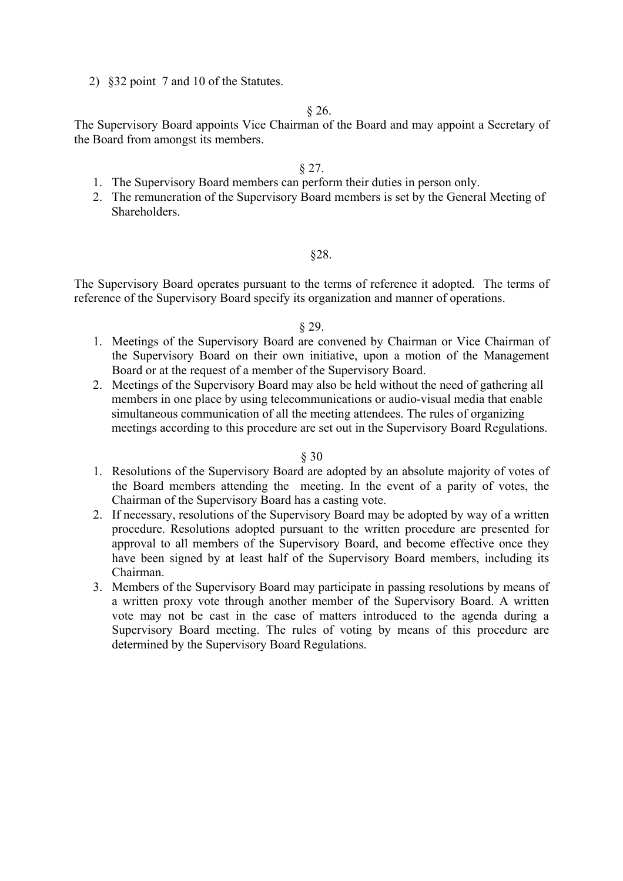2) §32 point 7 and 10 of the Statutes.

§ 26.

The Supervisory Board appoints Vice Chairman of the Board and may appoint a Secretary of the Board from amongst its members.

§ 27.

1. The Supervisory Board members can perform their duties in person only.
2. The remuneration of the Supervisory Board members is set by the General Meeting of Shareholders.

§28.

The Supervisory Board operates pursuant to the terms of reference it adopted. The terms of reference of the Supervisory Board specify its organization and manner of operations.

§ 29.

1. Meetings of the Supervisory Board are convened by Chairman or Vice Chairman of the Supervisory Board on their own initiative, upon a motion of the Management Board or at the request of a member of the Supervisory Board.
2. Meetings of the Supervisory Board may also be held without the need of gathering all members in one place by using telecommunications or audio-visual media that enable simultaneous communication of all the meeting attendees. The rules of organizing meetings according to this procedure are set out in the Supervisory Board Regulations.

§ 30

1. Resolutions of the Supervisory Board are adopted by an absolute majority of votes of the Board members attending the meeting. In the event of a parity of votes, the Chairman of the Supervisory Board has a casting vote.
2. If necessary, resolutions of the Supervisory Board may be adopted by way of a written procedure. Resolutions adopted pursuant to the written procedure are presented for approval to all members of the Supervisory Board, and become effective once they have been signed by at least half of the Supervisory Board members, including its Chairman.
3. Members of the Supervisory Board may participate in passing resolutions by means of a written proxy vote through another member of the Supervisory Board. A written vote may not be cast in the case of matters introduced to the agenda during a Supervisory Board meeting. The rules of voting by means of this procedure are determined by the Supervisory Board Regulations.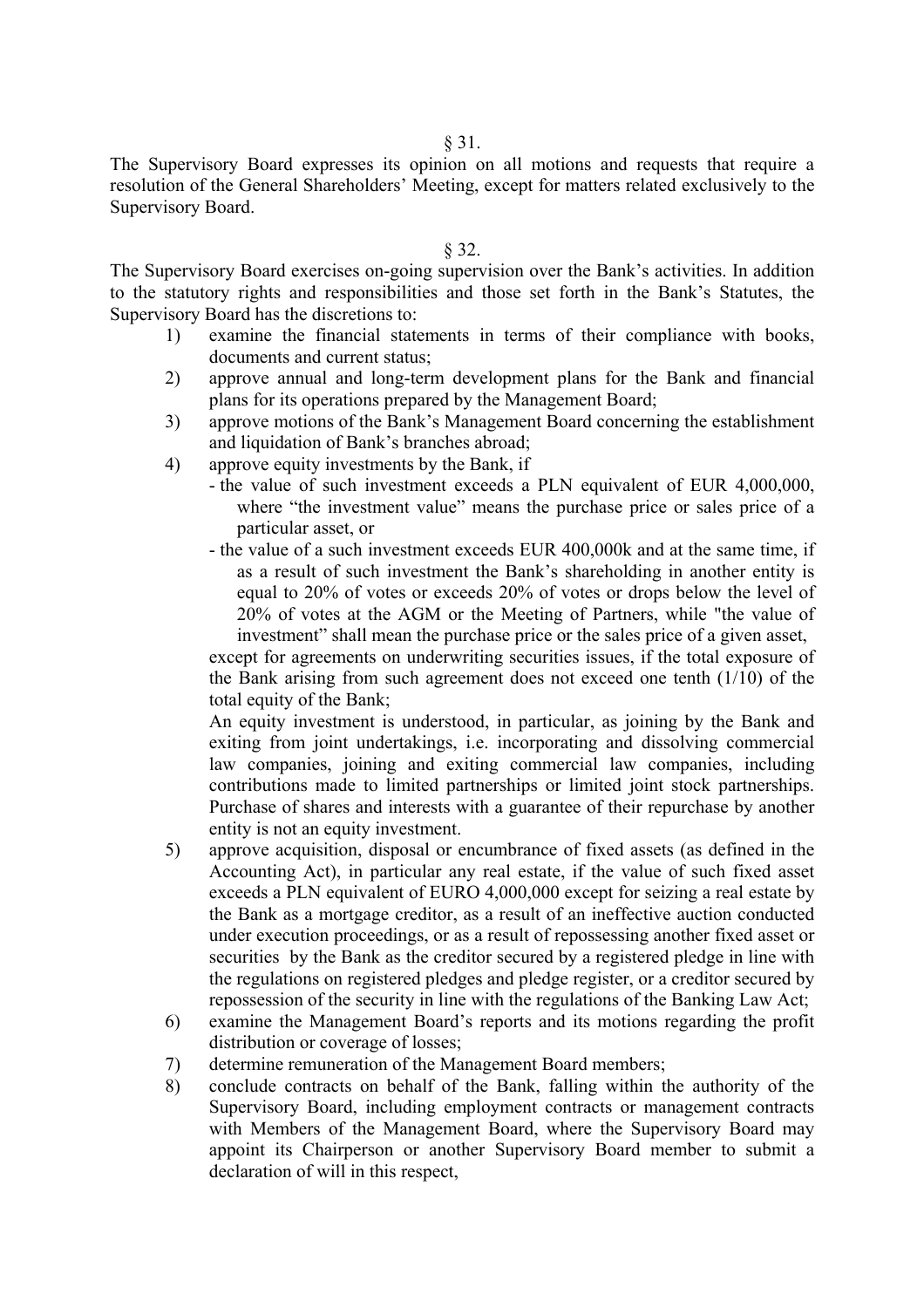§ 31.

The Supervisory Board expresses its opinion on all motions and requests that require a resolution of the General Shareholders' Meeting, except for matters related exclusively to the Supervisory Board.

§ 32.

The Supervisory Board exercises on-going supervision over the Bank's activities. In addition to the statutory rights and responsibilities and those set forth in the Bank's Statutes, the Supervisory Board has the discretions to:

1) examine the financial statements in terms of their compliance with books, documents and current status;
2) approve annual and long-term development plans for the Bank and financial plans for its operations prepared by the Management Board;
3) approve motions of the Bank's Management Board concerning the establishment and liquidation of Bank's branches abroad;
4) approve equity investments by the Bank, if
   - the value of such investment exceeds a PLN equivalent of EUR 4,000,000, where "the investment value" means the purchase price or sales price of a particular asset, or
   - the value of a such investment exceeds EUR 400,000k and at the same time, if as a result of such investment the Bank's shareholding in another entity is equal to 20% of votes or exceeds 20% of votes or drops below the level of 20% of votes at the AGM or the Meeting of Partners, while "the value of investment" shall mean the purchase price or the sales price of a given asset,

   except for agreements on underwriting securities issues, if the total exposure of the Bank arising from such agreement does not exceed one tenth (1/10) of the total equity of the Bank;

   An equity investment is understood, in particular, as joining by the Bank and exiting from joint undertakings, i.e. incorporating and dissolving commercial law companies, joining and exiting commercial law companies, including contributions made to limited partnerships or limited joint stock partnerships. Purchase of shares and interests with a guarantee of their repurchase by another entity is not an equity investment.
5) approve acquisition, disposal or encumbrance of fixed assets (as defined in the Accounting Act), in particular any real estate, if the value of such fixed asset exceeds a PLN equivalent of EURO 4,000,000 except for seizing a real estate by the Bank as a mortgage creditor, as a result of an ineffective auction conducted under execution proceedings, or as a result of repossessing another fixed asset or securities by the Bank as the creditor secured by a registered pledge in line with the regulations on registered pledges and pledge register, or a creditor secured by repossession of the security in line with the regulations of the Banking Law Act;
6) examine the Management Board's reports and its motions regarding the profit distribution or coverage of losses;
7) determine remuneration of the Management Board members;
8) conclude contracts on behalf of the Bank, falling within the authority of the Supervisory Board, including employment contracts or management contracts with Members of the Management Board, where the Supervisory Board may appoint its Chairperson or another Supervisory Board member to submit a declaration of will in this respect,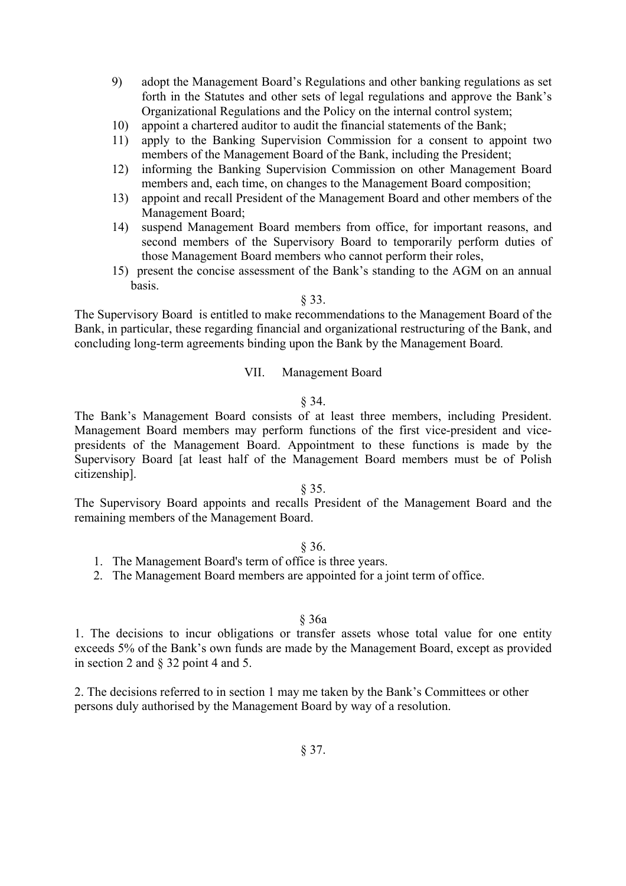9) adopt the Management Board's Regulations and other banking regulations as set forth in the Statutes and other sets of legal regulations and approve the Bank's Organizational Regulations and the Policy on the internal control system;
10) appoint a chartered auditor to audit the financial statements of the Bank;
11) apply to the Banking Supervision Commission for a consent to appoint two members of the Management Board of the Bank, including the President;
12) informing the Banking Supervision Commission on other Management Board members and, each time, on changes to the Management Board composition;
13) appoint and recall President of the Management Board and other members of the Management Board;
14) suspend Management Board members from office, for important reasons, and second members of the Supervisory Board to temporarily perform duties of those Management Board members who cannot perform their roles,
15) present the concise assessment of the Bank's standing to the AGM on an annual basis.

§ 33.

The Supervisory Board is entitled to make recommendations to the Management Board of the Bank, in particular, these regarding financial and organizational restructuring of the Bank, and concluding long-term agreements binding upon the Bank by the Management Board.

## VII. Management Board

§ 34.

The Bank's Management Board consists of at least three members, including President. Management Board members may perform functions of the first vice-president and vice-presidents of the Management Board. Appointment to these functions is made by the Supervisory Board [at least half of the Management Board members must be of Polish citizenship].

§ 35.

The Supervisory Board appoints and recalls President of the Management Board and the remaining members of the Management Board.

§ 36.

1. The Management Board's term of office is three years.
2. The Management Board members are appointed for a joint term of office.

§ 36a

1. The decisions to incur obligations or transfer assets whose total value for one entity exceeds 5% of the Bank's own funds are made by the Management Board, except as provided in section 2 and § 32 point 4 and 5.

2. The decisions referred to in section 1 may me taken by the Bank's Committees or other persons duly authorised by the Management Board by way of a resolution.

§ 37.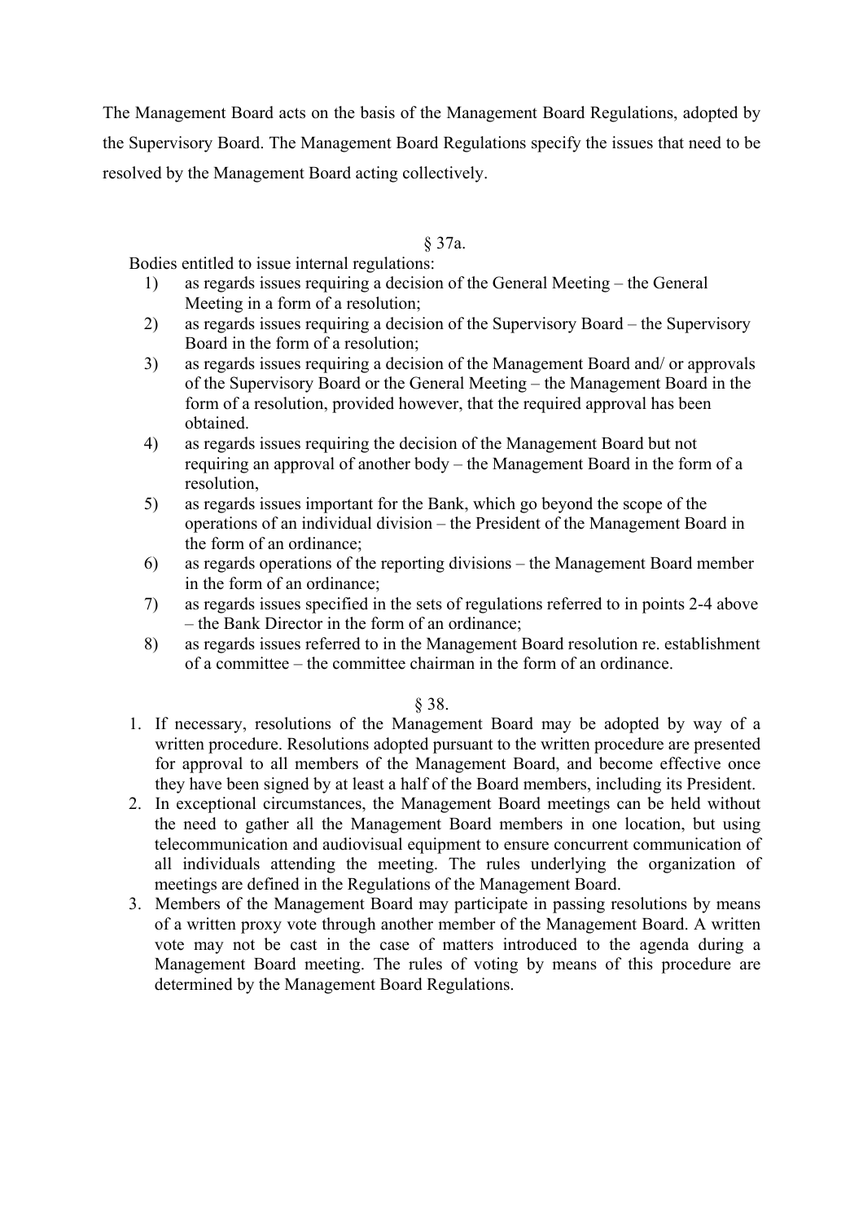The Management Board acts on the basis of the Management Board Regulations, adopted by the Supervisory Board. The Management Board Regulations specify the issues that need to be resolved by the Management Board acting collectively.

§ 37a.

Bodies entitled to issue internal regulations:

1) as regards issues requiring a decision of the General Meeting – the General Meeting in a form of a resolution;
2) as regards issues requiring a decision of the Supervisory Board – the Supervisory Board in the form of a resolution;
3) as regards issues requiring a decision of the Management Board and/ or approvals of the Supervisory Board or the General Meeting – the Management Board in the form of a resolution, provided however, that the required approval has been obtained.
4) as regards issues requiring the decision of the Management Board but not requiring an approval of another body – the Management Board in the form of a resolution,
5) as regards issues important for the Bank, which go beyond the scope of the operations of an individual division – the President of the Management Board in the form of an ordinance;
6) as regards operations of the reporting divisions – the Management Board member in the form of an ordinance;
7) as regards issues specified in the sets of regulations referred to in points 2-4 above – the Bank Director in the form of an ordinance;
8) as regards issues referred to in the Management Board resolution re. establishment of a committee – the committee chairman in the form of an ordinance.

§ 38.

1. If necessary, resolutions of the Management Board may be adopted by way of a written procedure. Resolutions adopted pursuant to the written procedure are presented for approval to all members of the Management Board, and become effective once they have been signed by at least a half of the Board members, including its President.
2. In exceptional circumstances, the Management Board meetings can be held without the need to gather all the Management Board members in one location, but using telecommunication and audiovisual equipment to ensure concurrent communication of all individuals attending the meeting. The rules underlying the organization of meetings are defined in the Regulations of the Management Board.
3. Members of the Management Board may participate in passing resolutions by means of a written proxy vote through another member of the Management Board. A written vote may not be cast in the case of matters introduced to the agenda during a Management Board meeting. The rules of voting by means of this procedure are determined by the Management Board Regulations.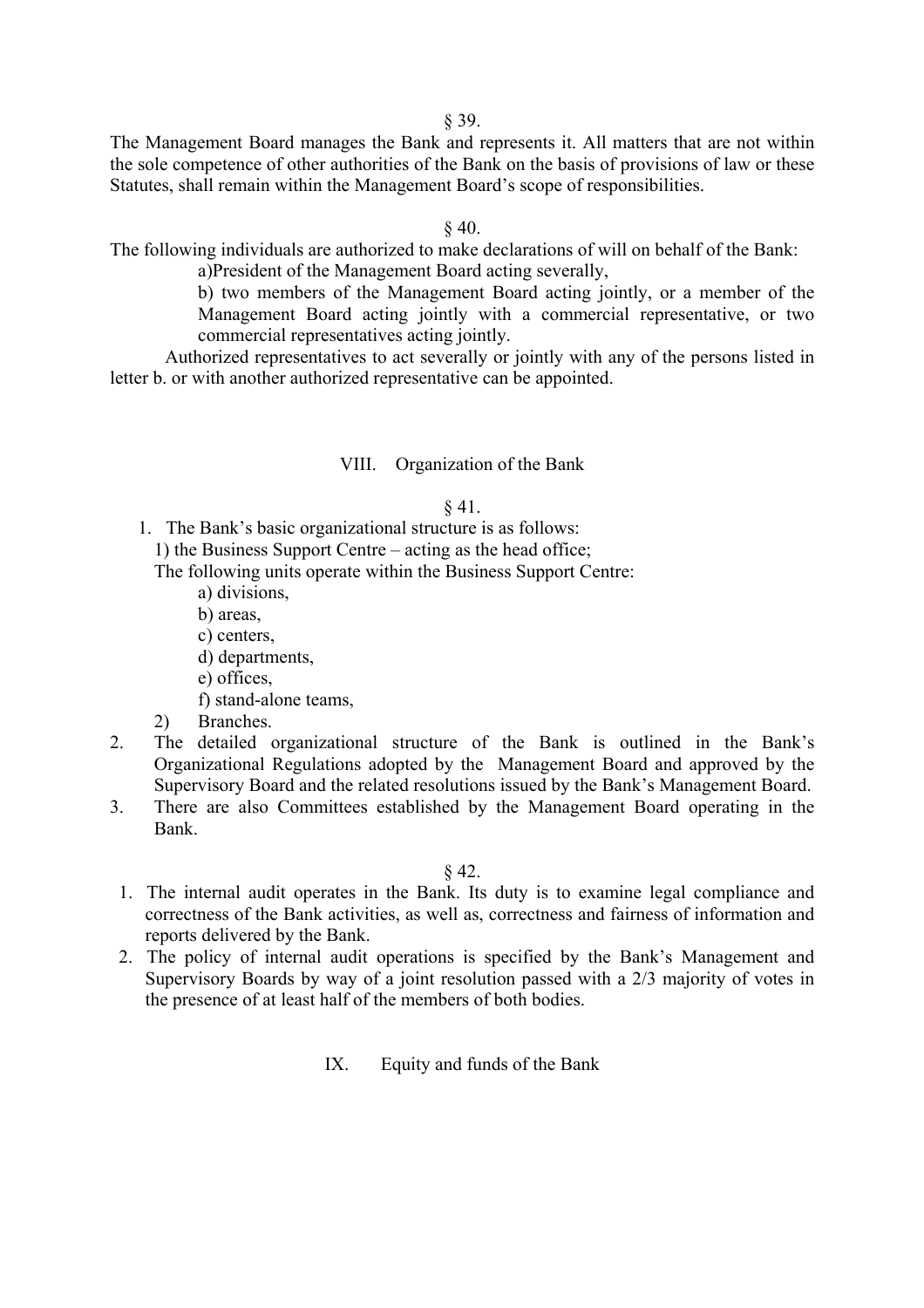§ 39.

The Management Board manages the Bank and represents it. All matters that are not within the sole competence of other authorities of the Bank on the basis of provisions of law or these Statutes, shall remain within the Management Board's scope of responsibilities.

§ 40.

The following individuals are authorized to make declarations of will on behalf of the Bank:

a)President of the Management Board acting severally,

b) two members of the Management Board acting jointly, or a member of the Management Board acting jointly with a commercial representative, or two commercial representatives acting jointly.

Authorized representatives to act severally or jointly with any of the persons listed in letter b. or with another authorized representative can be appointed.

## VIII. Organization of the Bank

§ 41.

1. The Bank's basic organizational structure is as follows:
   1) the Business Support Centre – acting as the head office;
   The following units operate within the Business Support Centre:
      a) divisions,
      b) areas,
      c) centers,
      d) departments,
      e) offices,
      f) stand-alone teams,
   2) Branches.
2. The detailed organizational structure of the Bank is outlined in the Bank's Organizational Regulations adopted by the Management Board and approved by the Supervisory Board and the related resolutions issued by the Bank's Management Board.
3. There are also Committees established by the Management Board operating in the Bank.

§ 42.

1. The internal audit operates in the Bank. Its duty is to examine legal compliance and correctness of the Bank activities, as well as, correctness and fairness of information and reports delivered by the Bank.
2. The policy of internal audit operations is specified by the Bank's Management and Supervisory Boards by way of a joint resolution passed with a 2/3 majority of votes in the presence of at least half of the members of both bodies.

## IX. Equity and funds of the Bank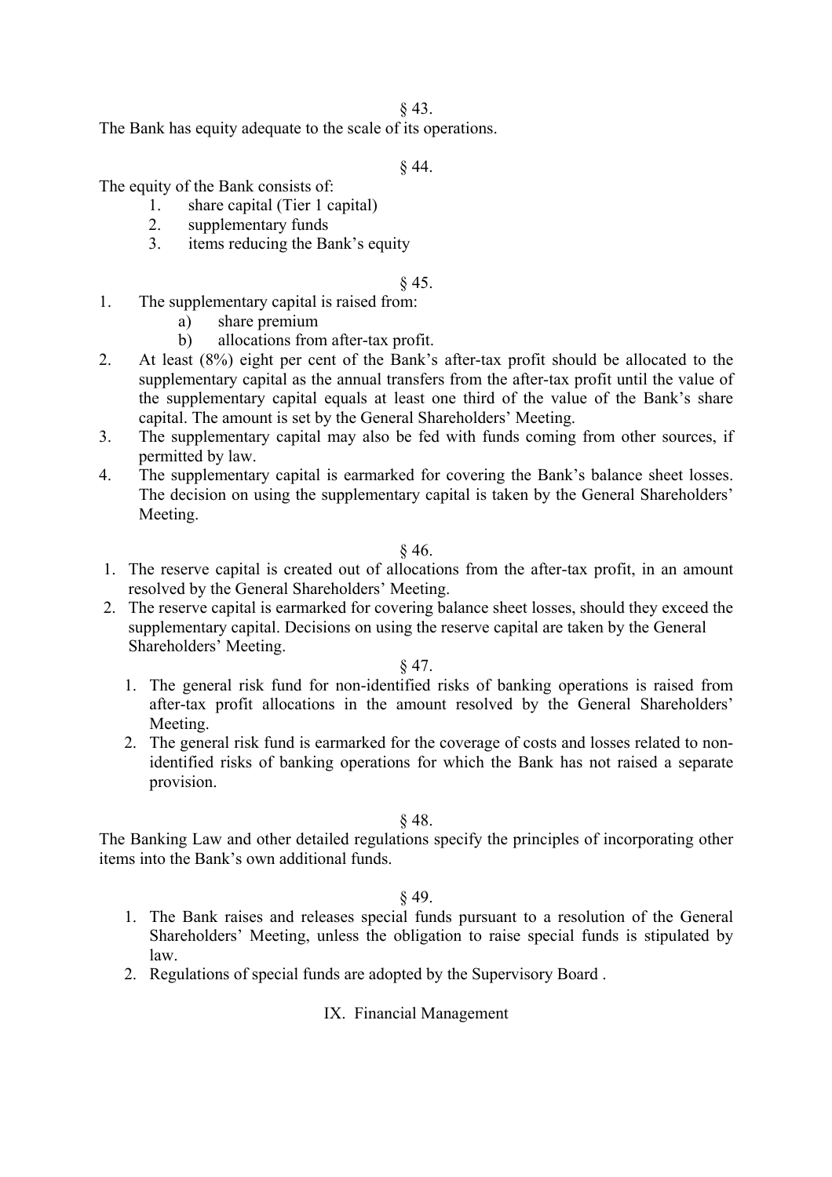§ 43.

The Bank has equity adequate to the scale of its operations.

§ 44.

The equity of the Bank consists of:

1. share capital (Tier 1 capital)
2. supplementary funds
3. items reducing the Bank's equity

§ 45.

1. The supplementary capital is raised from:
   a) share premium
   b) allocations from after-tax profit.
2. At least (8%) eight per cent of the Bank's after-tax profit should be allocated to the supplementary capital as the annual transfers from the after-tax profit until the value of the supplementary capital equals at least one third of the value of the Bank's share capital. The amount is set by the General Shareholders' Meeting.
3. The supplementary capital may also be fed with funds coming from other sources, if permitted by law.
4. The supplementary capital is earmarked for covering the Bank's balance sheet losses. The decision on using the supplementary capital is taken by the General Shareholders' Meeting.

§ 46.

1. The reserve capital is created out of allocations from the after-tax profit, in an amount resolved by the General Shareholders' Meeting.
2. The reserve capital is earmarked for covering balance sheet losses, should they exceed the supplementary capital. Decisions on using the reserve capital are taken by the General Shareholders' Meeting.

§ 47.

1. The general risk fund for non-identified risks of banking operations is raised from after-tax profit allocations in the amount resolved by the General Shareholders' Meeting.
2. The general risk fund is earmarked for the coverage of costs and losses related to non-identified risks of banking operations for which the Bank has not raised a separate provision.

§ 48.

The Banking Law and other detailed regulations specify the principles of incorporating other items into the Bank's own additional funds.

§ 49.

1. The Bank raises and releases special funds pursuant to a resolution of the General Shareholders' Meeting, unless the obligation to raise special funds is stipulated by law.
2. Regulations of special funds are adopted by the Supervisory Board .

## IX. Financial Management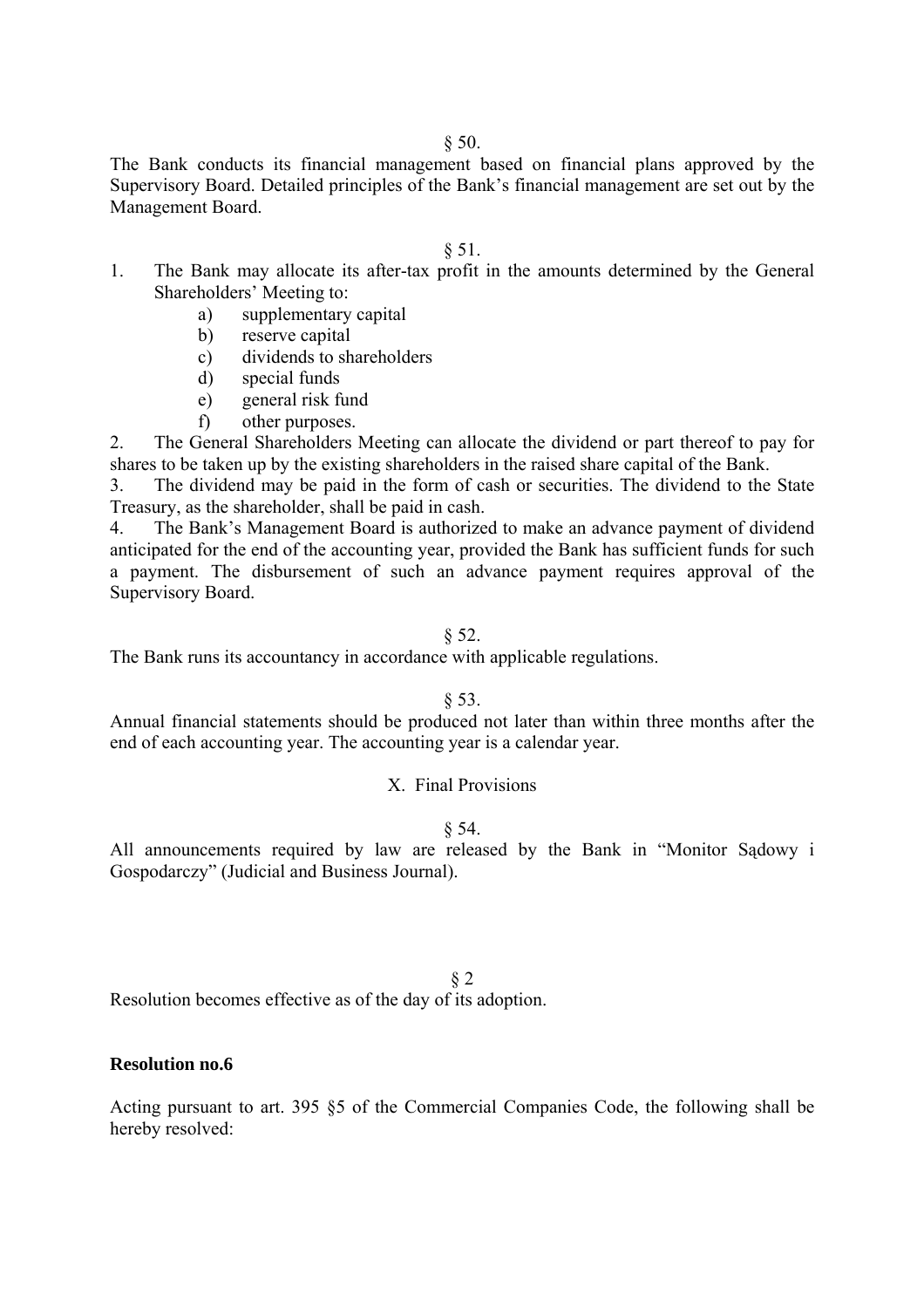§ 50.

The Bank conducts its financial management based on financial plans approved by the Supervisory Board. Detailed principles of the Bank's financial management are set out by the Management Board.

§ 51.

1. The Bank may allocate its after-tax profit in the amounts determined by the General Shareholders' Meeting to:
   a) supplementary capital
   b) reserve capital
   c) dividends to shareholders
   d) special funds
   e) general risk fund
   f) other purposes.
2. The General Shareholders Meeting can allocate the dividend or part thereof to pay for shares to be taken up by the existing shareholders in the raised share capital of the Bank.
3. The dividend may be paid in the form of cash or securities. The dividend to the State Treasury, as the shareholder, shall be paid in cash.
4. The Bank's Management Board is authorized to make an advance payment of dividend anticipated for the end of the accounting year, provided the Bank has sufficient funds for such a payment. The disbursement of such an advance payment requires approval of the Supervisory Board.

§ 52.

The Bank runs its accountancy in accordance with applicable regulations.

§ 53.

Annual financial statements should be produced not later than within three months after the end of each accounting year. The accounting year is a calendar year.

X. Final Provisions

§ 54.

All announcements required by law are released by the Bank in "Monitor Sądowy i Gospodarczy" (Judicial and Business Journal).

§ 2

Resolution becomes effective as of the day of its adoption.

**Resolution no.6**

Acting pursuant to art. 395 §5 of the Commercial Companies Code, the following shall be hereby resolved: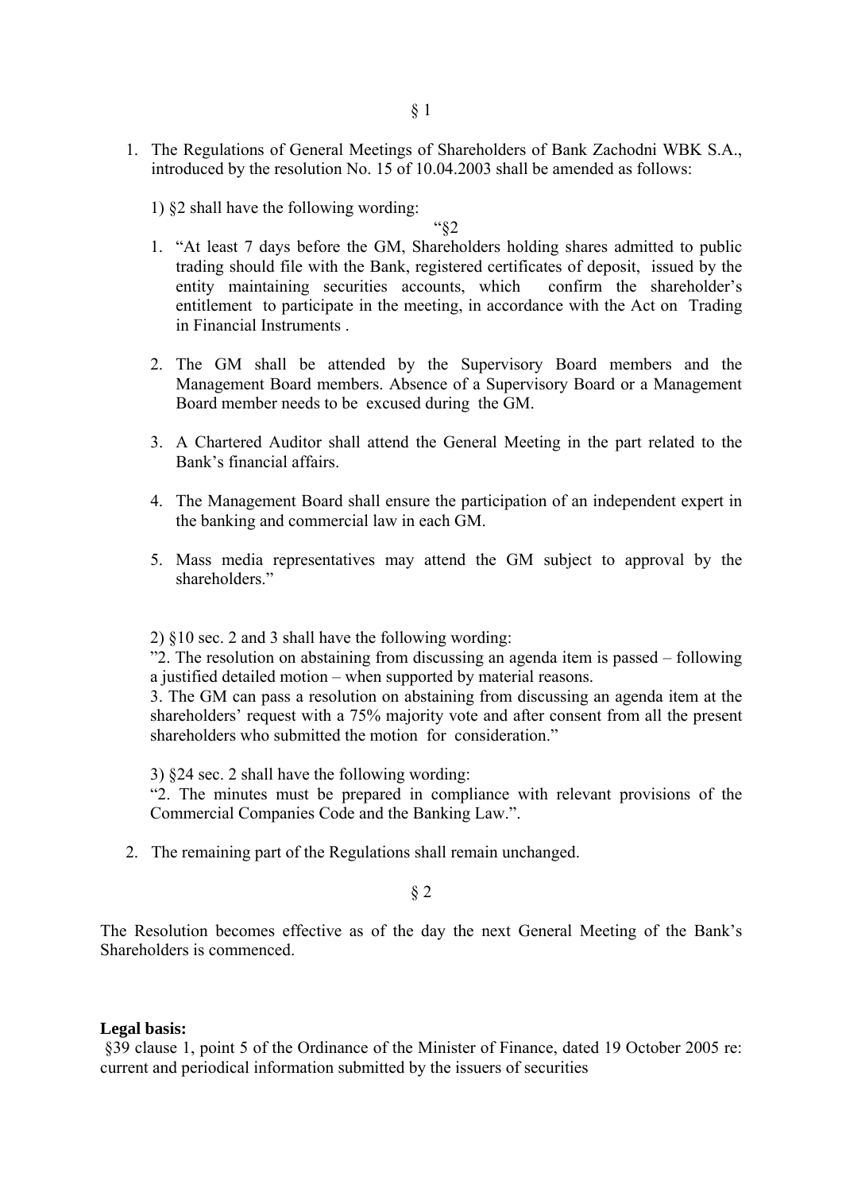§ 1

1. The Regulations of General Meetings of Shareholders of Bank Zachodni WBK S.A., introduced by the resolution No. 15 of 10.04.2003 shall be amended as follows:

   1) §2 shall have the following wording:

   "§2

   1. "At least 7 days before the GM, Shareholders holding shares admitted to public trading should file with the Bank, registered certificates of deposit, issued by the entity maintaining securities accounts, which confirm the shareholder's entitlement to participate in the meeting, in accordance with the Act on Trading in Financial Instruments .

   2. The GM shall be attended by the Supervisory Board members and the Management Board members. Absence of a Supervisory Board or a Management Board member needs to be excused during the GM.

   3. A Chartered Auditor shall attend the General Meeting in the part related to the Bank's financial affairs.

   4. The Management Board shall ensure the participation of an independent expert in the banking and commercial law in each GM.

   5. Mass media representatives may attend the GM subject to approval by the shareholders."

   2) §10 sec. 2 and 3 shall have the following wording:

   "2. The resolution on abstaining from discussing an agenda item is passed – following a justified detailed motion – when supported by material reasons.

   3. The GM can pass a resolution on abstaining from discussing an agenda item at the shareholders' request with a 75% majority vote and after consent from all the present shareholders who submitted the motion for consideration."

   3) §24 sec. 2 shall have the following wording:

   "2. The minutes must be prepared in compliance with relevant provisions of the Commercial Companies Code and the Banking Law.".

2. The remaining part of the Regulations shall remain unchanged.

§ 2

The Resolution becomes effective as of the day the next General Meeting of the Bank's Shareholders is commenced.

**Legal basis:**

§39 clause 1, point 5 of the Ordinance of the Minister of Finance, dated 19 October 2005 re: current and periodical information submitted by the issuers of securities